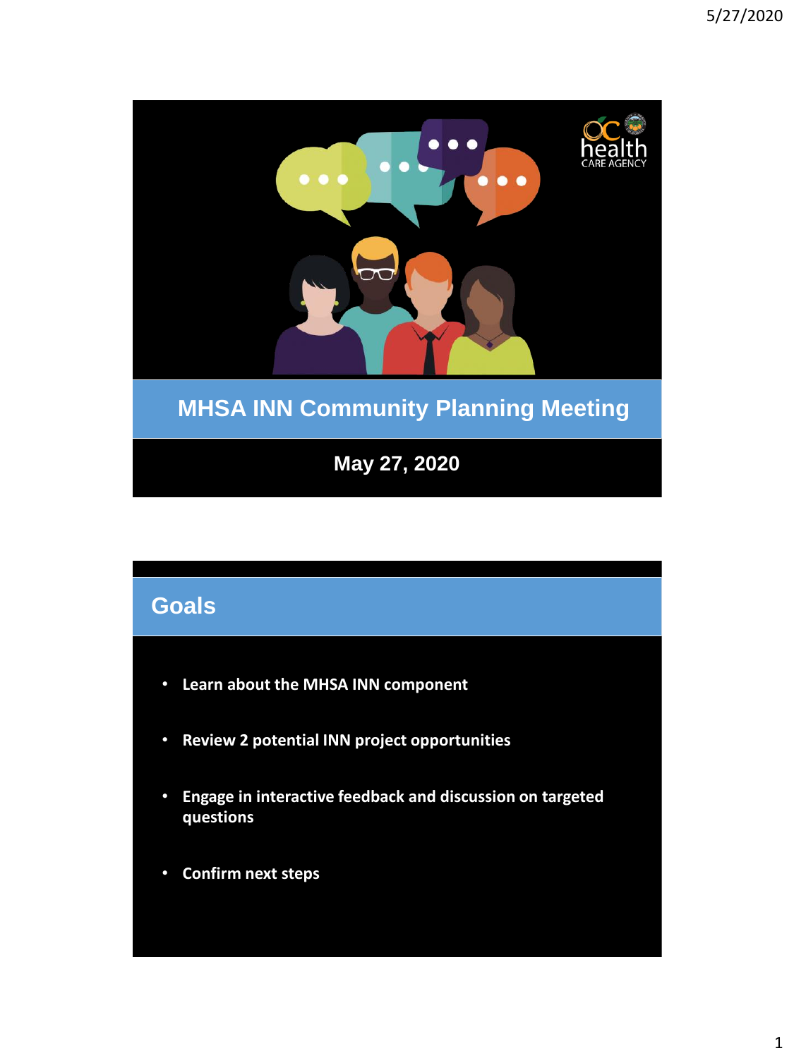# MHSA INN Community Planning Meeting

May 27, 2020

## Goals

- Learn about the MHSA INN component
- Review 2 potential INN project opportunities
- Engage in interactive feedback and discussion on targeted questions
- Confirm next steps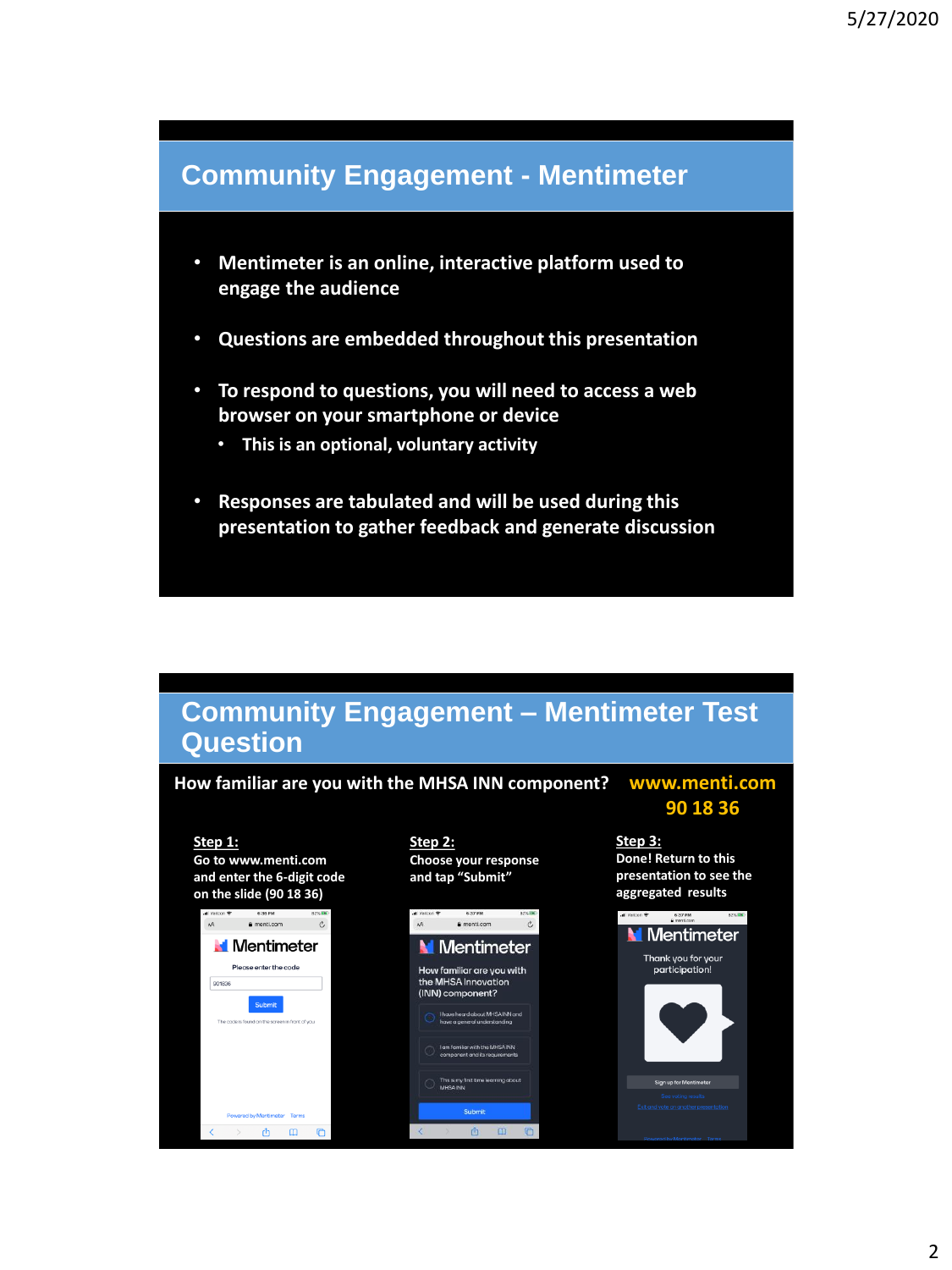## Community Engagement - Mentimeter

- Mentimeter is an online, interactive platform used to engage the audience
- Questions are embedded throughout this presentation
- To respond to questions, you will need to access a web browser on your smartphone or device
  - This is an optional, voluntary activity
- Responses are tabulated and will be used during this presentation to gather feedback and generate discussion

## Community Engagement – Mentimeter Test Question

**How familiar are you with the MHSA INN component?**

**www.menti.com**
**90 18 36**

**Step 1:**
Go to www.menti.com and enter the 6-digit code on the slide (90 18 36)

**Step 2:**
Choose your response and tap "Submit"

**Step 3:**
Done! Return to this presentation to see the aggregated results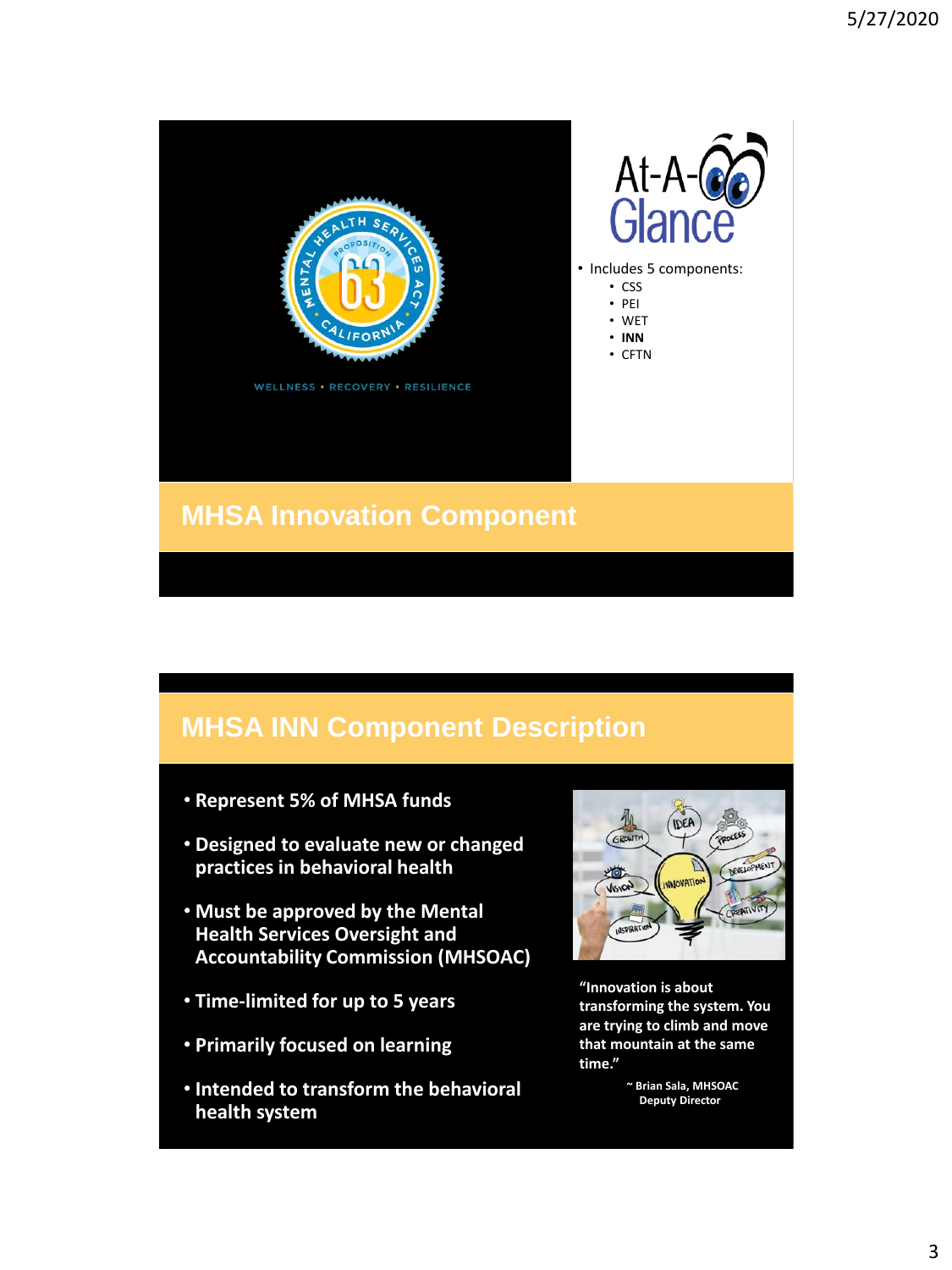At-A-Glance

- Includes 5 components:
  - CSS
  - PEI
  - WET
  - **INN**
  - CFTN

WELLNESS • RECOVERY • RESILIENCE

## MHSA Innovation Component

## MHSA INN Component Description

- **Represent 5% of MHSA funds**
- **Designed to evaluate new or changed practices in behavioral health**
- **Must be approved by the Mental Health Services Oversight and Accountability Commission (MHSOAC)**
- **Time-limited for up to 5 years**
- **Primarily focused on learning**
- **Intended to transform the behavioral health system**

**"Innovation is about transforming the system. You are trying to climb and move that mountain at the same time."**

**~ Brian Sala, MHSOAC Deputy Director**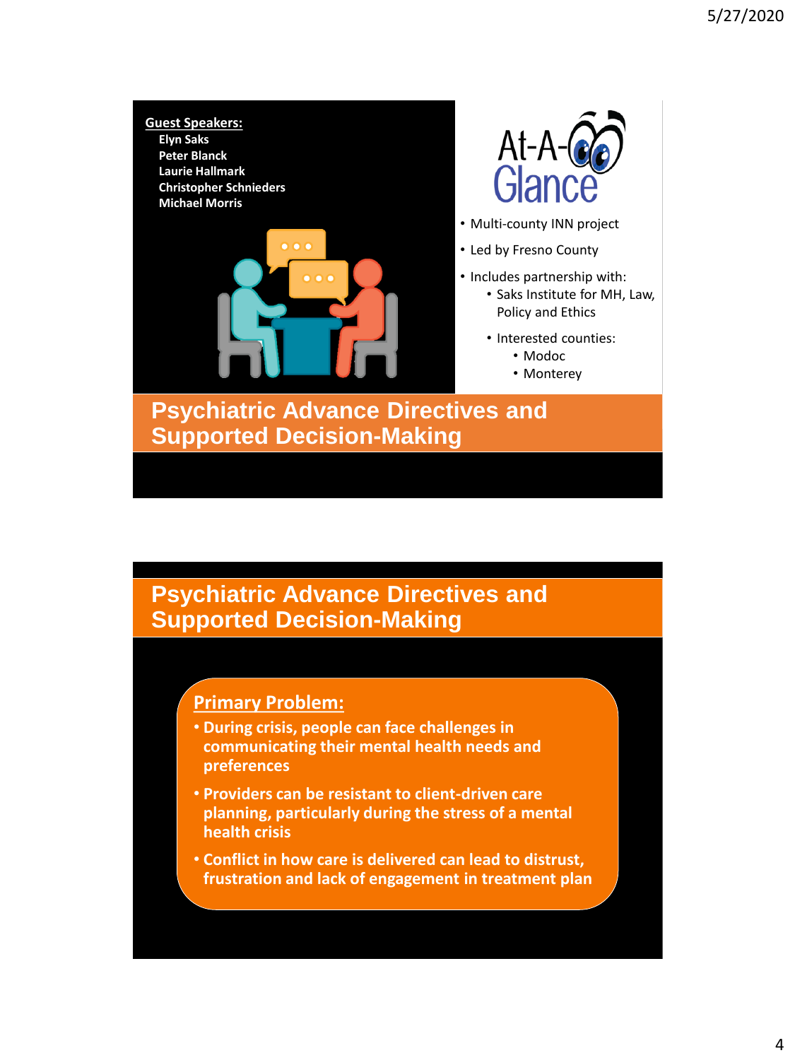## Psychiatric Advance Directives and Supported Decision-Making

**Guest Speakers:**

**Elyn Saks**
**Peter Blanck**
**Laurie Hallmark**
**Christopher Schnieders**
**Michael Morris**

At-A-Glance

- Multi-county INN project
- Led by Fresno County
- Includes partnership with:
  - Saks Institute for MH, Law, Policy and Ethics
  - Interested counties:
    - Modoc
    - Monterey

## Psychiatric Advance Directives and Supported Decision-Making

**Primary Problem:**

- **During crisis, people can face challenges in communicating their mental health needs and preferences**
- **Providers can be resistant to client-driven care planning, particularly during the stress of a mental health crisis**
- **Conflict in how care is delivered can lead to distrust, frustration and lack of engagement in treatment plan**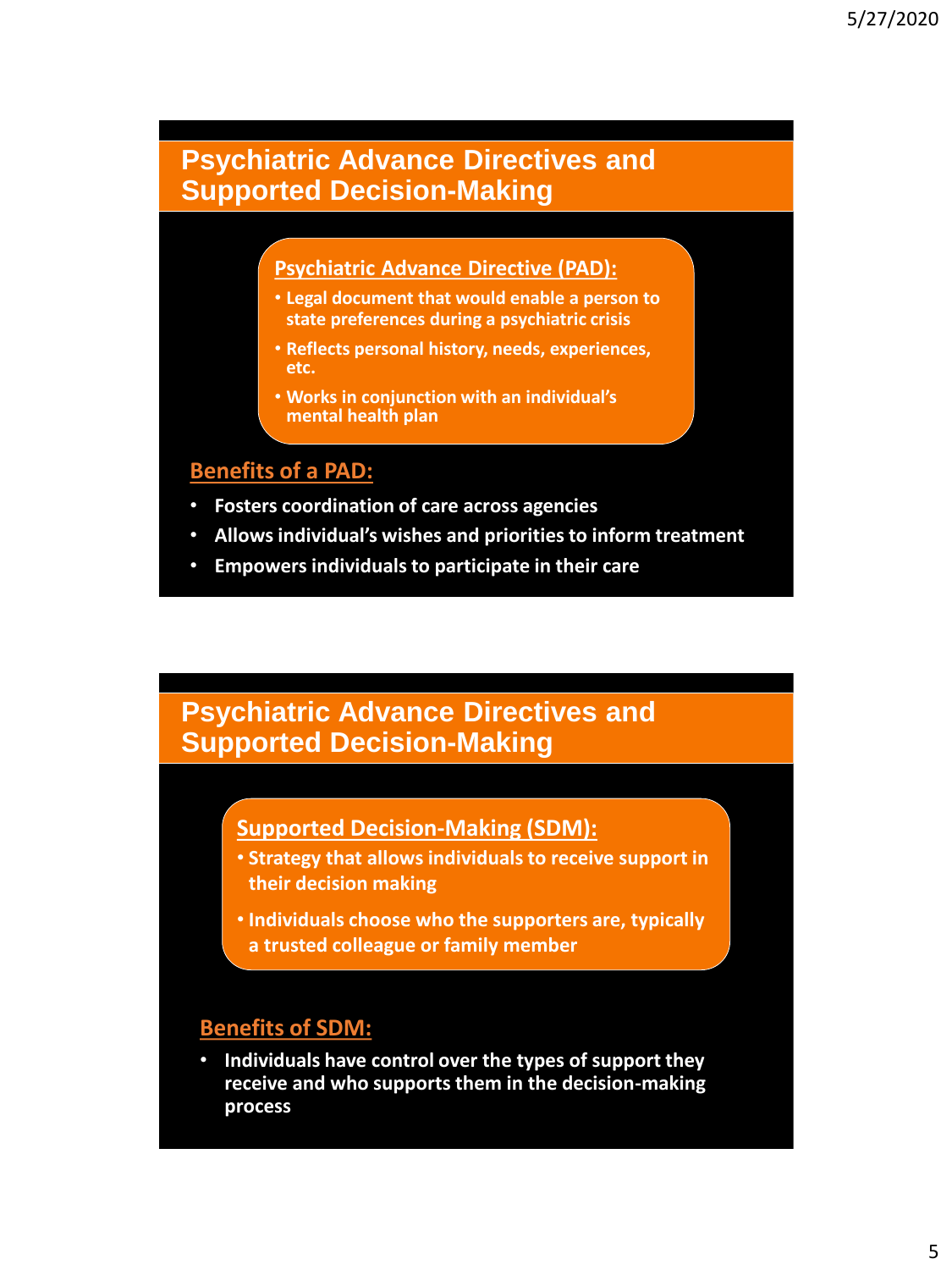## Psychiatric Advance Directives and Supported Decision-Making

**Psychiatric Advance Directive (PAD):**

- **Legal document that would enable a person to state preferences during a psychiatric crisis**
- **Reflects personal history, needs, experiences, etc.**
- **Works in conjunction with an individual's mental health plan**

**Benefits of a PAD:**

- **Fosters coordination of care across agencies**
- **Allows individual's wishes and priorities to inform treatment**
- **Empowers individuals to participate in their care**

## Psychiatric Advance Directives and Supported Decision-Making

**Supported Decision-Making (SDM):**

- **Strategy that allows individuals to receive support in their decision making**
- **Individuals choose who the supporters are, typically a trusted colleague or family member**

**Benefits of SDM:**

- **Individuals have control over the types of support they receive and who supports them in the decision-making process**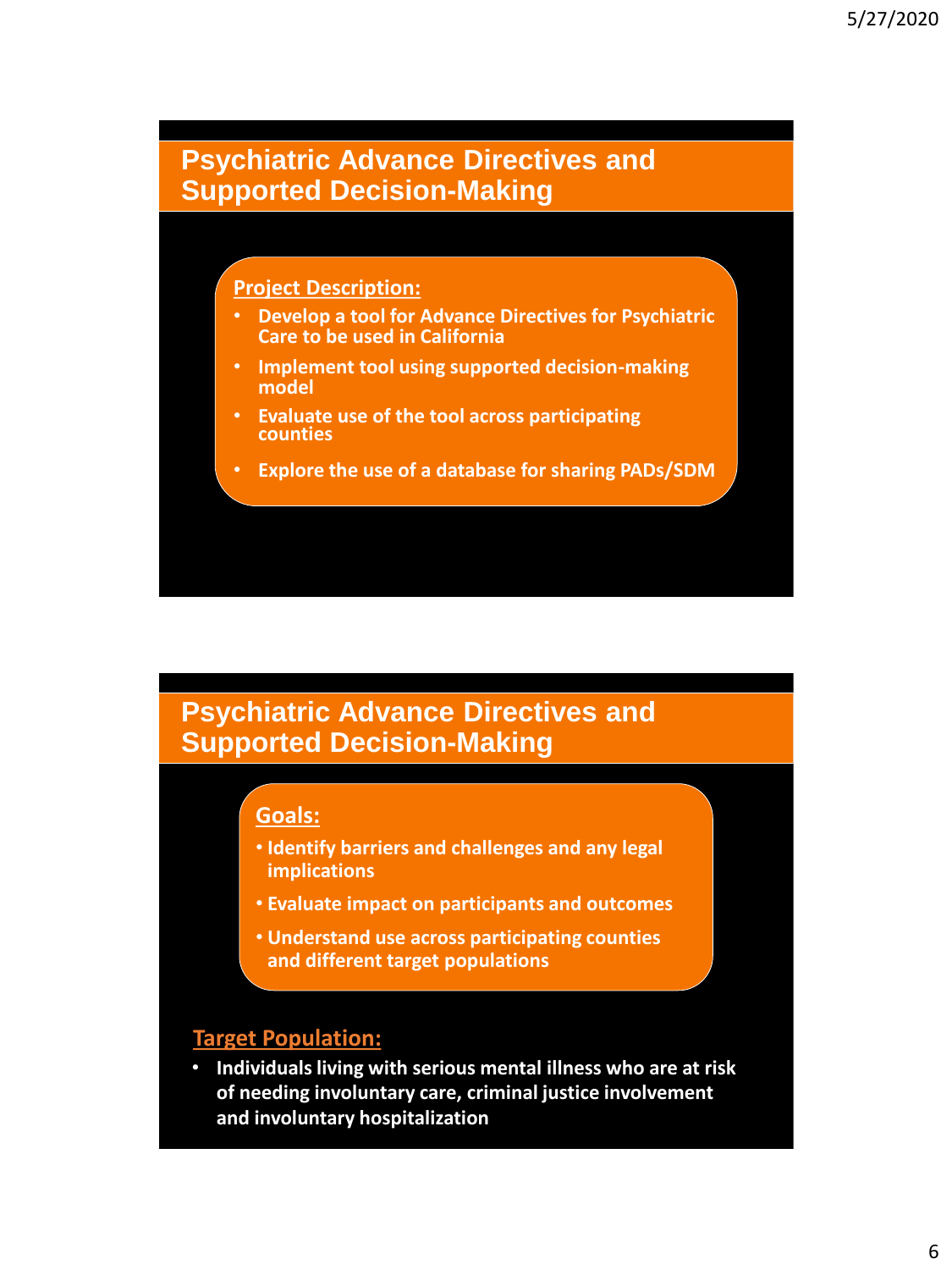## Psychiatric Advance Directives and Supported Decision-Making

**Project Description:**

- Develop a tool for Advance Directives for Psychiatric Care to be used in California
- Implement tool using supported decision-making model
- Evaluate use of the tool across participating counties
- Explore the use of a database for sharing PADs/SDM

## Psychiatric Advance Directives and Supported Decision-Making

**Goals:**

- Identify barriers and challenges and any legal implications
- Evaluate impact on participants and outcomes
- Understand use across participating counties and different target populations

**Target Population:**

- Individuals living with serious mental illness who are at risk of needing involuntary care, criminal justice involvement and involuntary hospitalization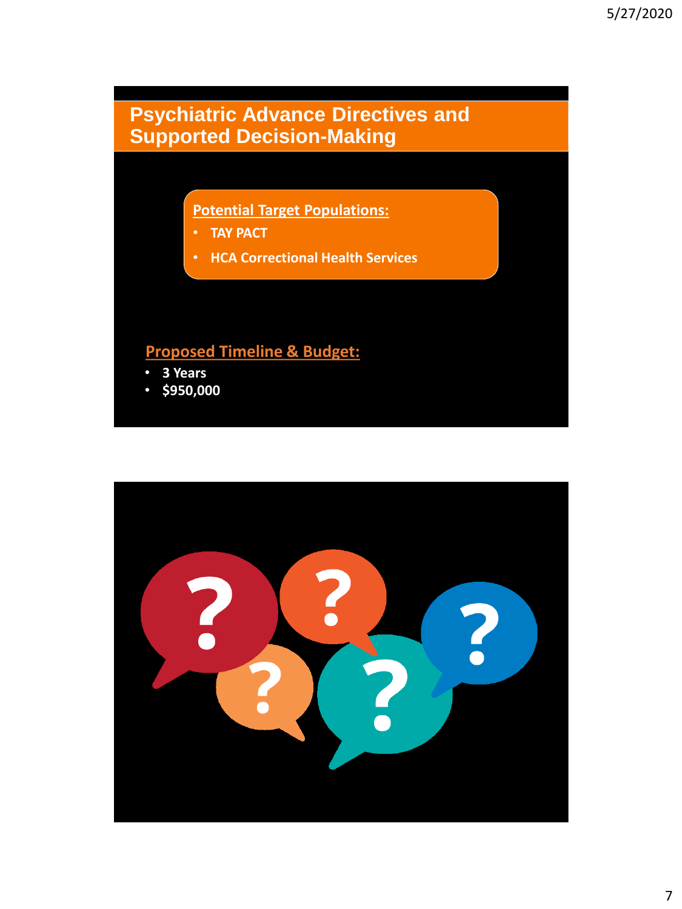# Psychiatric Advance Directives and Supported Decision-Making

**Potential Target Populations:**

- **TAY PACT**
- **HCA Correctional Health Services**

**Proposed Timeline & Budget:**

- **3 Years**
- **$950,000**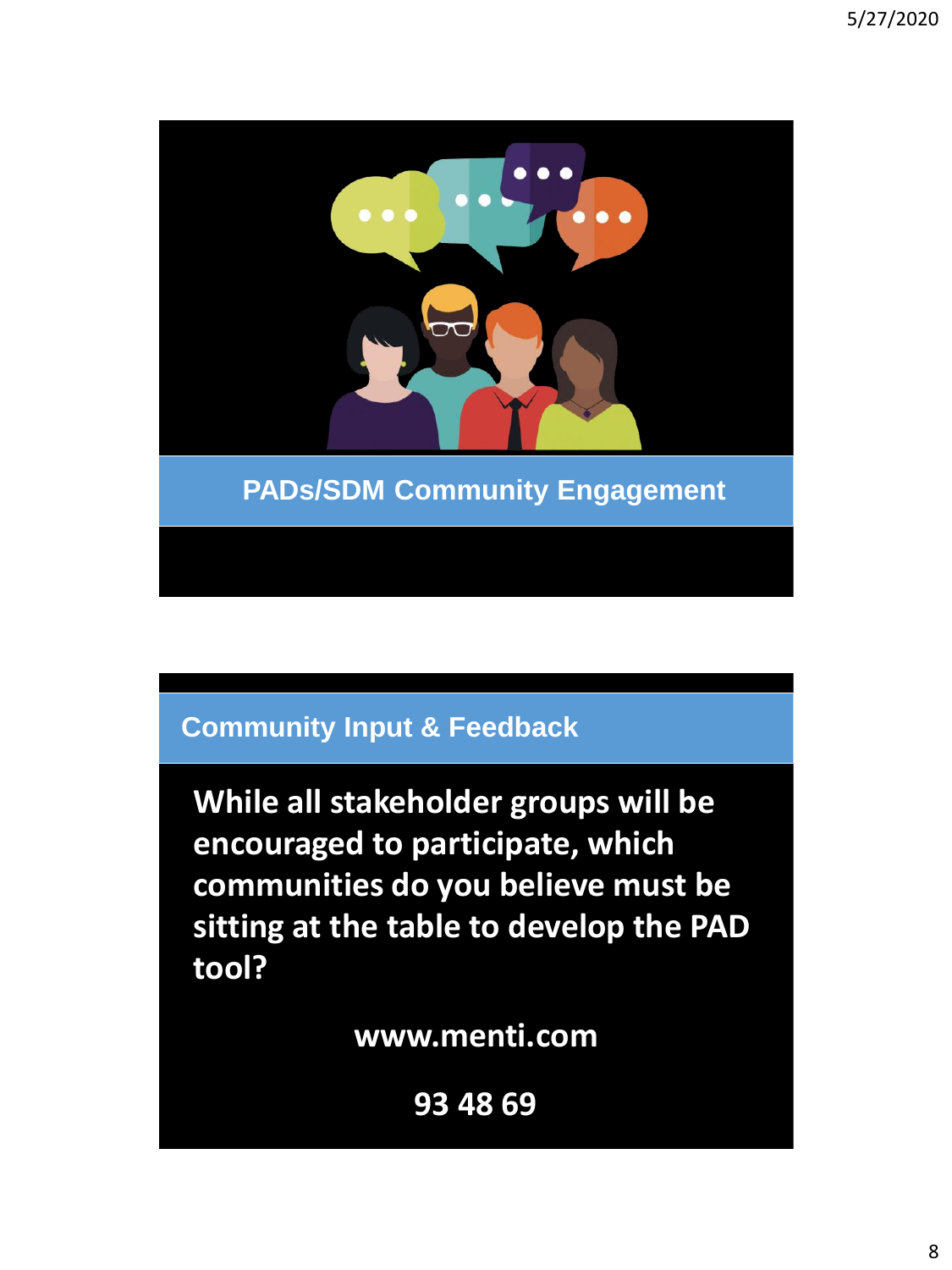## PADs/SDM Community Engagement

## Community Input & Feedback

**While all stakeholder groups will be encouraged to participate, which communities do you believe must be sitting at the table to develop the PAD tool?**

**www.menti.com**

**93 48 69**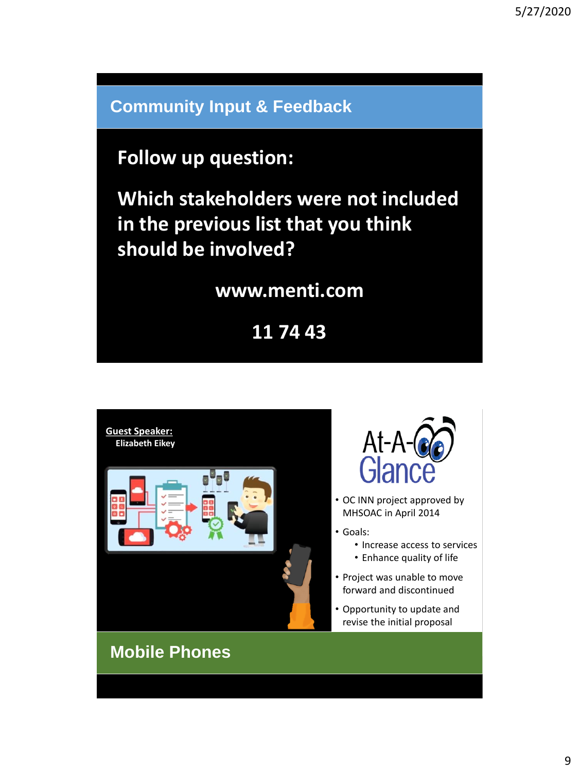## Community Input & Feedback

**Follow up question:**

**Which stakeholders were not included in the previous list that you think should be involved?**

**www.menti.com**

**11 74 43**

## Mobile Phones

**Guest Speaker:**
**Elizabeth Eikey**

At-A-Glance

- OC INN project approved by MHSOAC in April 2014
- Goals:
  - Increase access to services
  - Enhance quality of life
- Project was unable to move forward and discontinued
- Opportunity to update and revise the initial proposal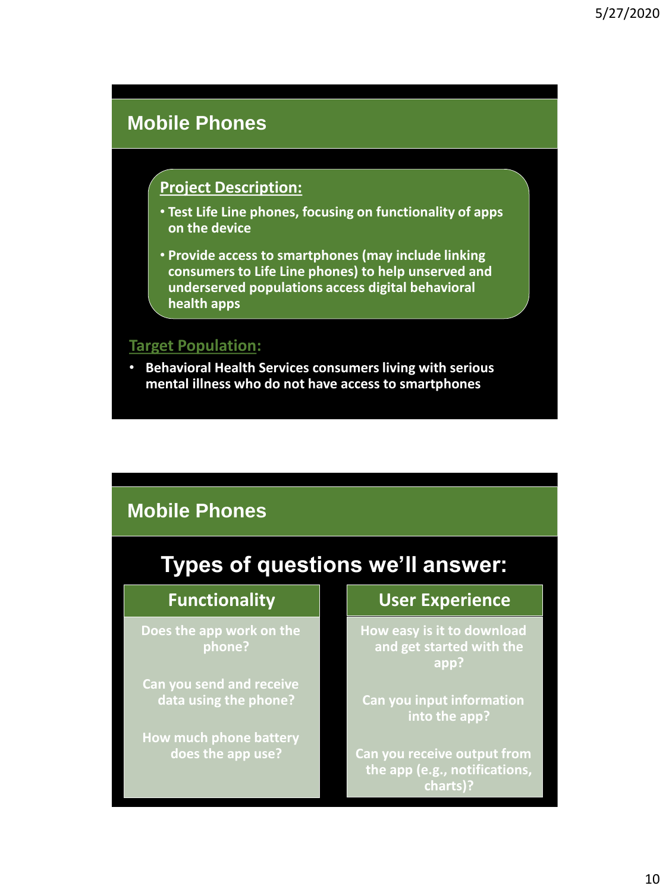## Mobile Phones

**Project Description:**

- **Test Life Line phones, focusing on functionality of apps on the device**
- **Provide access to smartphones (may include linking consumers to Life Line phones) to help unserved and underserved populations access digital behavioral health apps**

**Target Population:**

- **Behavioral Health Services consumers living with serious mental illness who do not have access to smartphones**

## Mobile Phones

### Types of questions we'll answer:

| Functionality | User Experience |
|---|---|
| Does the app work on the phone? | How easy is it to download and get started with the app? |
| Can you send and receive data using the phone? | Can you input information into the app? |
| How much phone battery does the app use? | Can you receive output from the app (e.g., notifications, charts)? |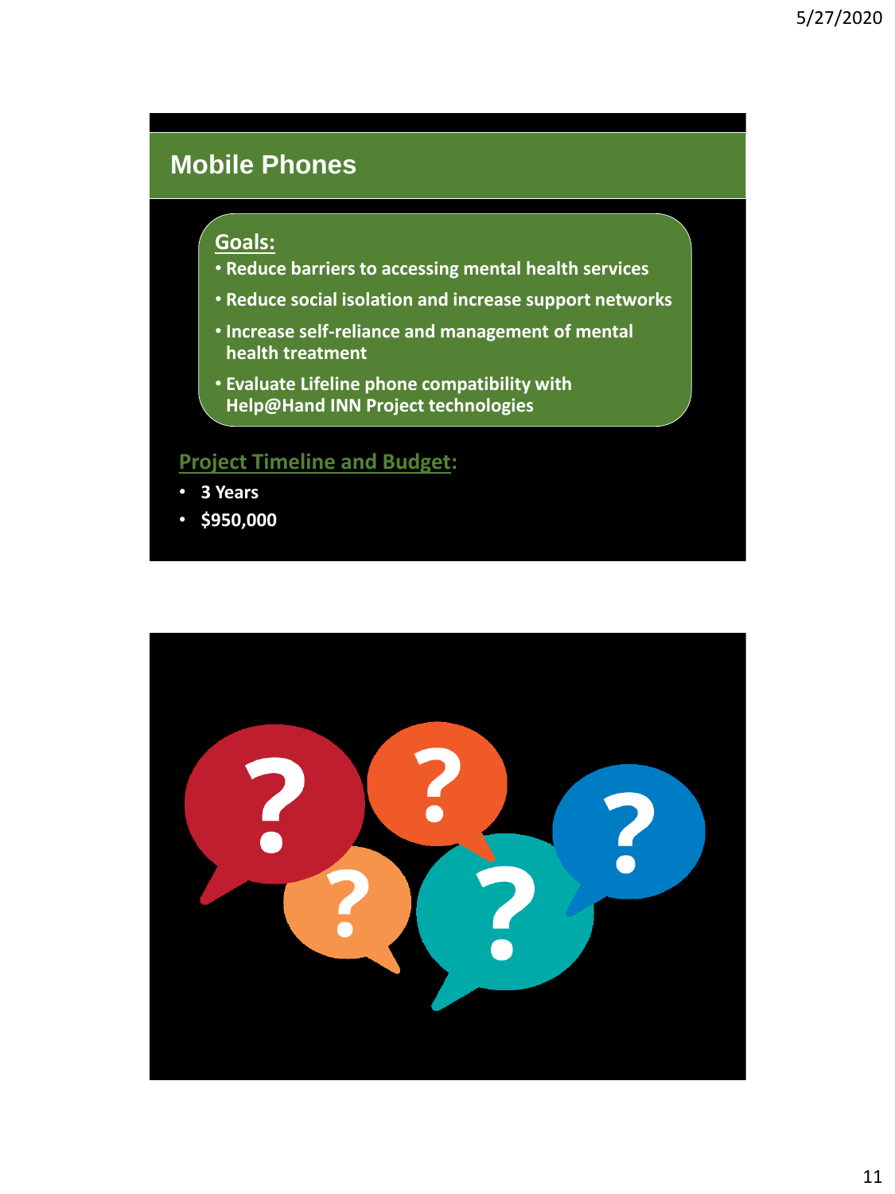## Mobile Phones

**Goals:**

- **Reduce barriers to accessing mental health services**
- **Reduce social isolation and increase support networks**
- **Increase self-reliance and management of mental health treatment**
- **Evaluate Lifeline phone compatibility with Help@Hand INN Project technologies**

**Project Timeline and Budget:**

- **3 Years**
- **$950,000**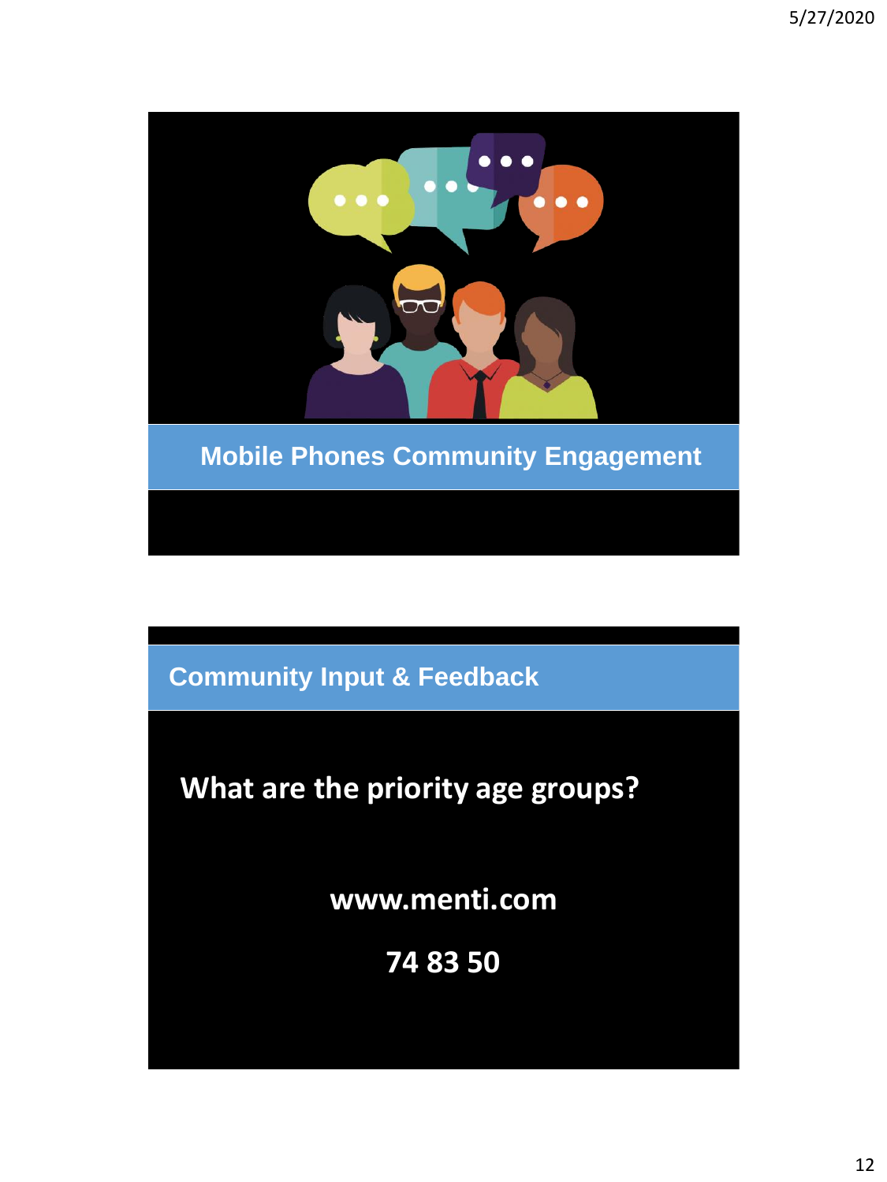## Mobile Phones Community Engagement

## Community Input & Feedback

**What are the priority age groups?**

**www.menti.com**

**74 83 50**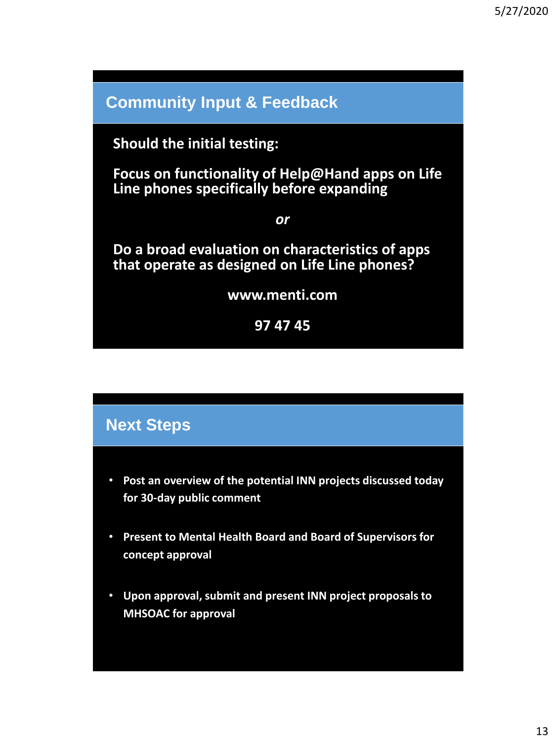## Community Input & Feedback

**Should the initial testing:**

**Focus on functionality of Help@Hand apps on Life Line phones specifically before expanding**

***or***

**Do a broad evaluation on characteristics of apps that operate as designed on Life Line phones?**

**www.menti.com**

**97 47 45**

## Next Steps

- **Post an overview of the potential INN projects discussed today for 30-day public comment**
- **Present to Mental Health Board and Board of Supervisors for concept approval**
- **Upon approval, submit and present INN project proposals to MHSOAC for approval**